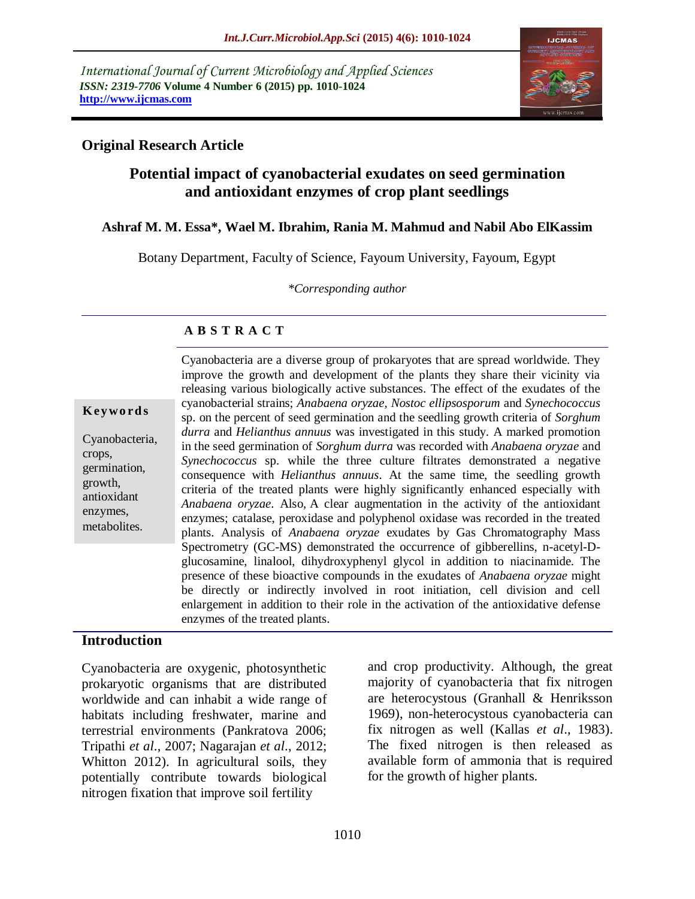International Journal of Current Microbiology and Applied Sciences
*ISSN: 2319-7706* **Volume 4 Number 6 (2015) pp. 1010-1024**
**http://www.ijcmas.com**

**Original Research Article**

# Potential impact of cyanobacterial exudates on seed germination and antioxidant enzymes of crop plant seedlings

**Ashraf M. M. Essa\*, Wael M. Ibrahim, Rania M. Mahmud and Nabil Abo ElKassim**

Botany Department, Faculty of Science, Fayoum University, Fayoum, Egypt

*\*Corresponding author*

## A B S T R A C T

**Keywords**

Cyanobacteria, crops, germination, growth, antioxidant enzymes, metabolites.

Cyanobacteria are a diverse group of prokaryotes that are spread worldwide. They improve the growth and development of the plants they share their vicinity via releasing various biologically active substances. The effect of the exudates of the cyanobacterial strains; *Anabaena oryzae*, *Nostoc ellipsosporum* and *Synechococcus* sp. on the percent of seed germination and the seedling growth criteria of *Sorghum durra* and *Helianthus annuus* was investigated in this study. A marked promotion in the seed germination of *Sorghum durra* was recorded with *Anabaena oryzae* and *Synechococcus* sp. while the three culture filtrates demonstrated a negative consequence with *Helianthus annuus*. At the same time, the seedling growth criteria of the treated plants were highly significantly enhanced especially with *Anabaena oryzae*. Also, A clear augmentation in the activity of the antioxidant enzymes; catalase, peroxidase and polyphenol oxidase was recorded in the treated plants. Analysis of *Anabaena oryzae* exudates by Gas Chromatography Mass Spectrometry (GC-MS) demonstrated the occurrence of gibberellins, n-acetyl-D-glucosamine, linalool, dihydroxyphenyl glycol in addition to niacinamide. The presence of these bioactive compounds in the exudates of *Anabaena oryzae* might be directly or indirectly involved in root initiation, cell division and cell enlargement in addition to their role in the activation of the antioxidative defense enzymes of the treated plants.

## Introduction

Cyanobacteria are oxygenic, photosynthetic prokaryotic organisms that are distributed worldwide and can inhabit a wide range of habitats including freshwater, marine and terrestrial environments (Pankratova 2006; Tripathi *et al*., 2007; Nagarajan *et al*., 2012; Whitton 2012). In agricultural soils, they potentially contribute towards biological nitrogen fixation that improve soil fertility and crop productivity. Although, the great majority of cyanobacteria that fix nitrogen are heterocystous (Granhall & Henriksson 1969), non-heterocystous cyanobacteria can fix nitrogen as well (Kallas *et al*., 1983). The fixed nitrogen is then released as available form of ammonia that is required for the growth of higher plants.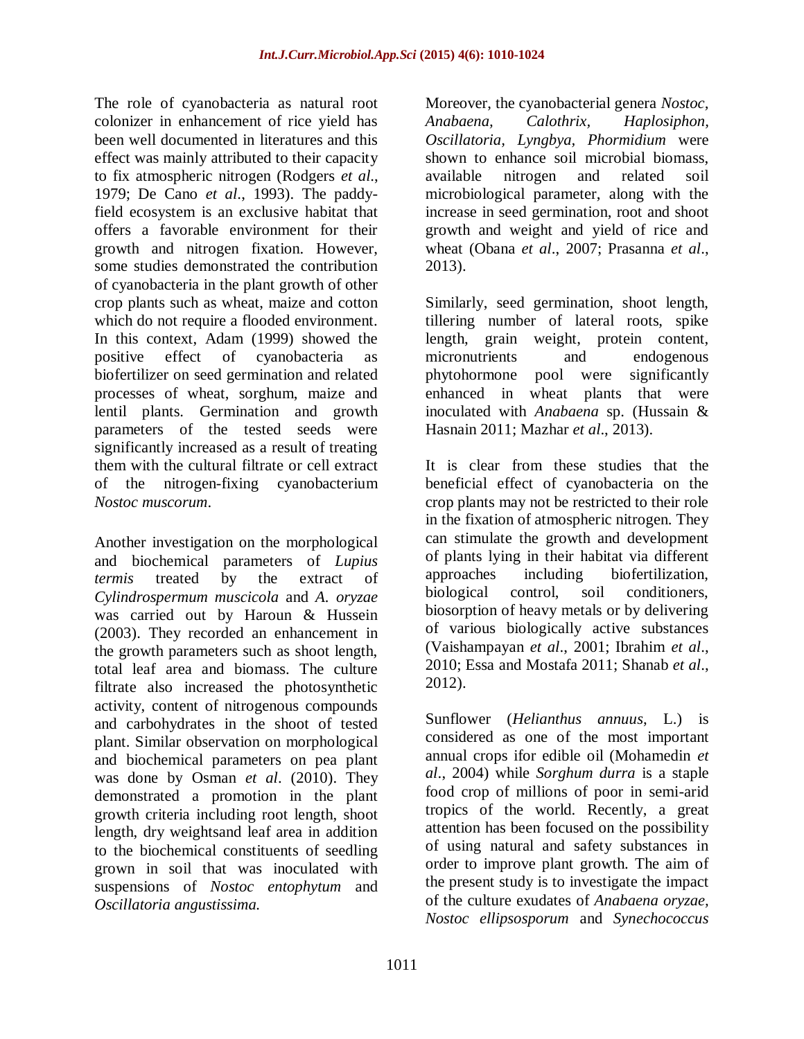The role of cyanobacteria as natural root colonizer in enhancement of rice yield has been well documented in literatures and this effect was mainly attributed to their capacity to fix atmospheric nitrogen (Rodgers *et al*., 1979; De Cano *et al*., 1993). The paddy-field ecosystem is an exclusive habitat that offers a favorable environment for their growth and nitrogen fixation. However, some studies demonstrated the contribution of cyanobacteria in the plant growth of other crop plants such as wheat, maize and cotton which do not require a flooded environment. In this context, Adam (1999) showed the positive effect of cyanobacteria as biofertilizer on seed germination and related processes of wheat, sorghum, maize and lentil plants. Germination and growth parameters of the tested seeds were significantly increased as a result of treating them with the cultural filtrate or cell extract of the nitrogen-fixing cyanobacterium *Nostoc muscorum*.

Another investigation on the morphological and biochemical parameters of *Lupius termis* treated by the extract of *Cylindrospermum muscicola* and *A. oryzae* was carried out by Haroun & Hussein (2003). They recorded an enhancement in the growth parameters such as shoot length, total leaf area and biomass. The culture filtrate also increased the photosynthetic activity, content of nitrogenous compounds and carbohydrates in the shoot of tested plant. Similar observation on morphological and biochemical parameters on pea plant was done by Osman *et al*. (2010). They demonstrated a promotion in the plant growth criteria including root length, shoot length, dry weightsand leaf area in addition to the biochemical constituents of seedling grown in soil that was inoculated with suspensions of *Nostoc entophytum* and *Oscillatoria angustissima.*

Moreover, the cyanobacterial genera *Nostoc, Anabaena, Calothrix, Haplosiphon, Oscillatoria, Lyngbya, Phormidium* were shown to enhance soil microbial biomass, available nitrogen and related soil microbiological parameter, along with the increase in seed germination, root and shoot growth and weight and yield of rice and wheat (Obana *et al*., 2007; Prasanna *et al*., 2013).

Similarly, seed germination, shoot length, tillering number of lateral roots, spike length, grain weight, protein content, micronutrients and endogenous phytohormone pool were significantly enhanced in wheat plants that were inoculated with *Anabaena* sp. (Hussain & Hasnain 2011; Mazhar *et al*., 2013).

It is clear from these studies that the beneficial effect of cyanobacteria on the crop plants may not be restricted to their role in the fixation of atmospheric nitrogen. They can stimulate the growth and development of plants lying in their habitat via different approaches including biofertilization, biological control, soil conditioners, biosorption of heavy metals or by delivering of various biologically active substances (Vaishampayan *et al*., 2001; Ibrahim *et al*., 2010; Essa and Mostafa 2011; Shanab *et al*., 2012).

Sunflower (*Helianthus annuus*, L.) is considered as one of the most important annual crops ifor edible oil (Mohamedin *et al*., 2004) while *Sorghum durra* is a staple food crop of millions of poor in semi-arid tropics of the world. Recently, a great attention has been focused on the possibility of using natural and safety substances in order to improve plant growth. The aim of the present study is to investigate the impact of the culture exudates of *Anabaena oryzae, Nostoc ellipsosporum* and *Synechococcus*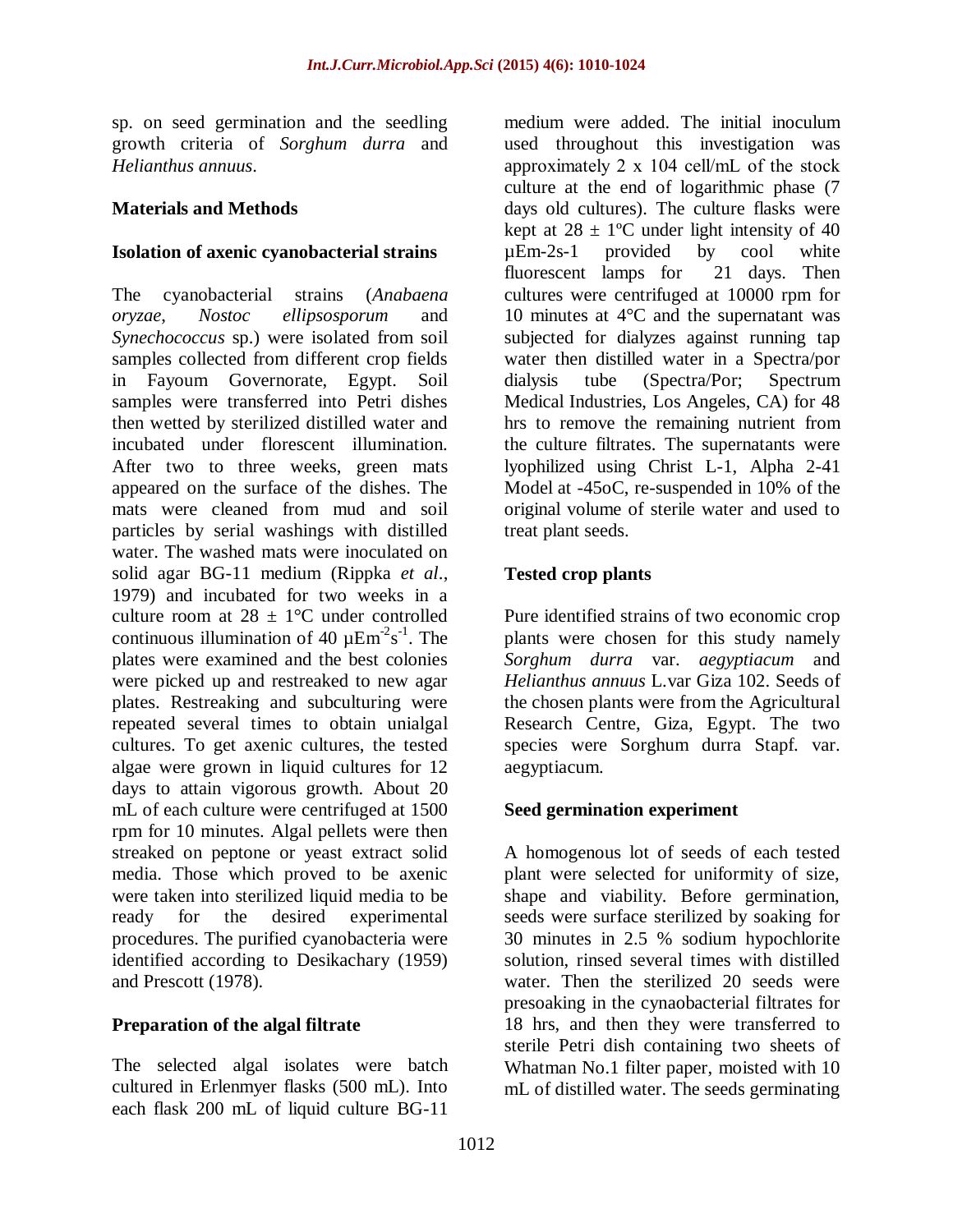sp. on seed germination and the seedling growth criteria of *Sorghum durra* and *Helianthus annuus*.

## Materials and Methods

### Isolation of axenic cyanobacterial strains

The cyanobacterial strains (*Anabaena oryzae*, *Nostoc ellipsosporum* and *Synechococcus* sp.) were isolated from soil samples collected from different crop fields in Fayoum Governorate, Egypt. Soil samples were transferred into Petri dishes then wetted by sterilized distilled water and incubated under florescent illumination. After two to three weeks, green mats appeared on the surface of the dishes. The mats were cleaned from mud and soil particles by serial washings with distilled water. The washed mats were inoculated on solid agar BG-11 medium (Rippka *et al.*, 1979) and incubated for two weeks in a culture room at 28 ± 1°C under controlled continuous illumination of 40 $\mu Em^{-2}s^{-1}$. The plates were examined and the best colonies were picked up and restreaked to new agar plates. Restreaking and subculturing were repeated several times to obtain unialgal cultures. To get axenic cultures, the tested algae were grown in liquid cultures for 12 days to attain vigorous growth. About 20 mL of each culture were centrifuged at 1500 rpm for 10 minutes. Algal pellets were then streaked on peptone or yeast extract solid media. Those which proved to be axenic were taken into sterilized liquid media to be ready for the desired experimental procedures. The purified cyanobacteria were identified according to Desikachary (1959) and Prescott (1978).

### Preparation of the algal filtrate

The selected algal isolates were batch cultured in Erlenmyer flasks (500 mL). Into each flask 200 mL of liquid culture BG-11 medium were added. The initial inoculum used throughout this investigation was approximately 2 x 104 cell/mL of the stock culture at the end of logarithmic phase (7 days old cultures). The culture flasks were kept at 28 ± 1ºC under light intensity of 40 µEm-2s-1 provided by cool white fluorescent lamps for 21 days. Then cultures were centrifuged at 10000 rpm for 10 minutes at 4°C and the supernatant was subjected for dialyzes against running tap water then distilled water in a Spectra/por dialysis tube (Spectra/Por; Spectrum Medical Industries, Los Angeles, CA) for 48 hrs to remove the remaining nutrient from the culture filtrates. The supernatants were lyophilized using Christ L-1, Alpha 2-41 Model at -45oC, re-suspended in 10% of the original volume of sterile water and used to treat plant seeds.

### Tested crop plants

Pure identified strains of two economic crop plants were chosen for this study namely *Sorghum durra* var. *aegyptiacum* and *Helianthus annuus* L.var Giza 102. Seeds of the chosen plants were from the Agricultural Research Centre, Giza, Egypt. The two species were Sorghum durra Stapf. var. aegyptiacum.

### Seed germination experiment

A homogenous lot of seeds of each tested plant were selected for uniformity of size, shape and viability. Before germination, seeds were surface sterilized by soaking for 30 minutes in 2.5 % sodium hypochlorite solution, rinsed several times with distilled water. Then the sterilized 20 seeds were presoaking in the cynaobacterial filtrates for 18 hrs, and then they were transferred to sterile Petri dish containing two sheets of Whatman No.1 filter paper, moisted with 10 mL of distilled water. The seeds germinating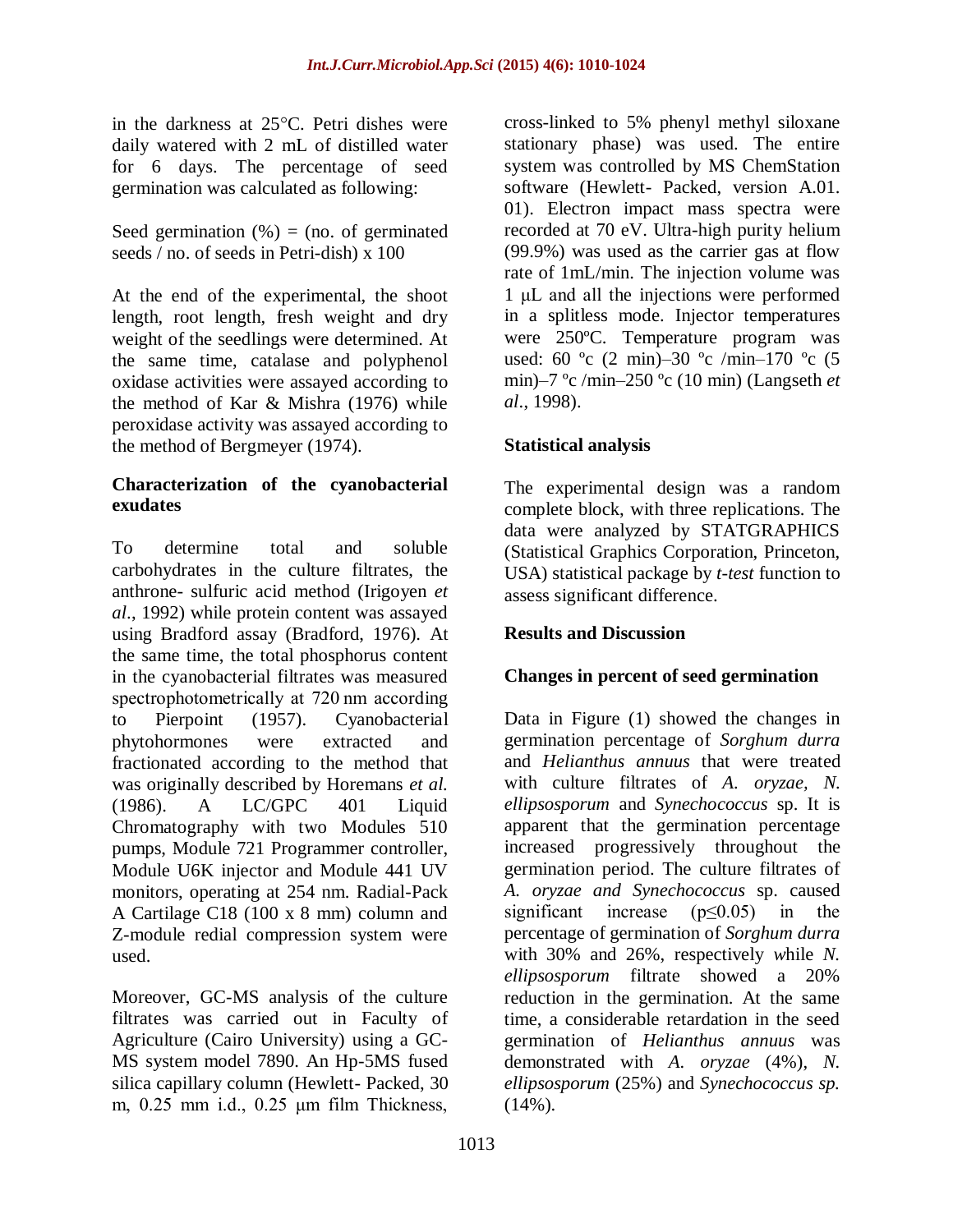in the darkness at 25°C. Petri dishes were daily watered with 2 mL of distilled water for 6 days. The percentage of seed germination was calculated as following:

Seed germination (%) = (no. of germinated seeds / no. of seeds in Petri-dish) x 100

At the end of the experimental, the shoot length, root length, fresh weight and dry weight of the seedlings were determined. At the same time, catalase and polyphenol oxidase activities were assayed according to the method of Kar & Mishra (1976) while peroxidase activity was assayed according to the method of Bergmeyer (1974).

### Characterization of the cyanobacterial exudates

To determine total and soluble carbohydrates in the culture filtrates, the anthrone- sulfuric acid method (Irigoyen *et al*., 1992) while protein content was assayed using Bradford assay (Bradford, 1976). At the same time, the total phosphorus content in the cyanobacterial filtrates was measured spectrophotometrically at 720 nm according to Pierpoint (1957). Cyanobacterial phytohormones were extracted and fractionated according to the method that was originally described by Horemans *et al.* (1986). A LC/GPC 401 Liquid Chromatography with two Modules 510 pumps, Module 721 Programmer controller, Module U6K injector and Module 441 UV monitors, operating at 254 nm. Radial-Pack A Cartilage C18 (100 x 8 mm) column and Z-module redial compression system were used.

Moreover, GC-MS analysis of the culture filtrates was carried out in Faculty of Agriculture (Cairo University) using a GC-MS system model 7890. An Hp-5MS fused silica capillary column (Hewlett- Packed, 30 m, 0.25 mm i.d., 0.25 µm film Thickness, cross-linked to 5% phenyl methyl siloxane stationary phase) was used. The entire system was controlled by MS ChemStation software (Hewlett- Packed, version A.01. 01). Electron impact mass spectra were recorded at 70 eV. Ultra-high purity helium (99.9%) was used as the carrier gas at flow rate of 1mL/min. The injection volume was 1 µL and all the injections were performed in a splitless mode. Injector temperatures were 250ºC. Temperature program was used: 60 ºc (2 min)–30 ºc /min–170 ºc (5 min)–7 ºc /min–250 ºc (10 min) (Langseth *et al*., 1998).

### Statistical analysis

The experimental design was a random complete block, with three replications. The data were analyzed by STATGRAPHICS (Statistical Graphics Corporation, Princeton, USA) statistical package by *t-test* function to assess significant difference.

## Results and Discussion

### Changes in percent of seed germination

Data in Figure (1) showed the changes in germination percentage of *Sorghum durra* and *Helianthus annuus* that were treated with culture filtrates of *A. oryzae, N. ellipsosporum* and *Synechococcus* sp. It is apparent that the germination percentage increased progressively throughout the germination period. The culture filtrates of *A. oryzae and Synechococcus* sp. caused significant increase ($p \leq 0.05$) in the percentage of germination of *Sorghum durra* with 30% and 26%, respectively while *N. ellipsosporum* filtrate showed a 20% reduction in the germination. At the same time, a considerable retardation in the seed germination of *Helianthus annuus* was demonstrated with *A. oryzae* (4%), *N. ellipsosporum* (25%) and *Synechococcus sp.* (14%).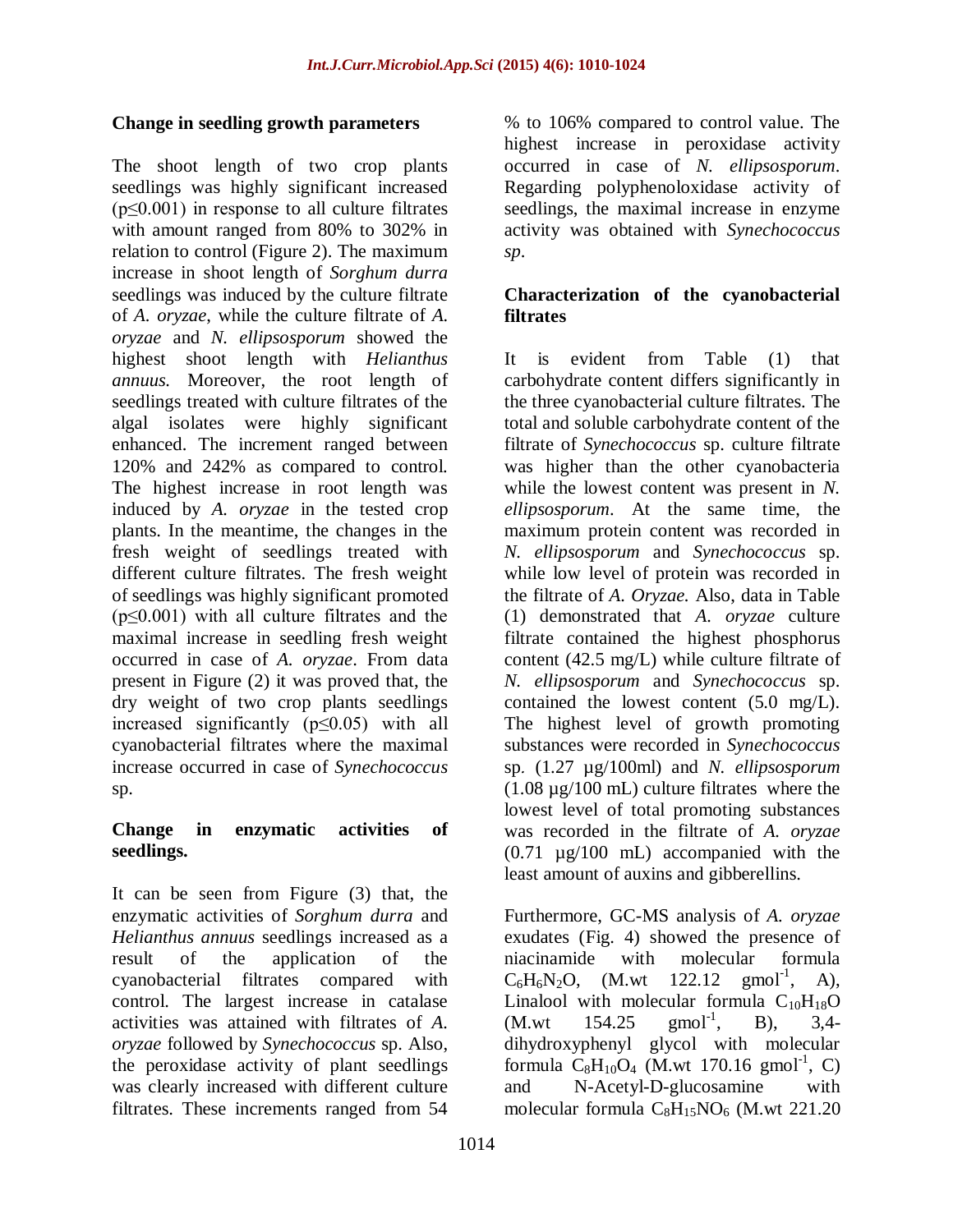### Change in seedling growth parameters

The shoot length of two crop plants seedlings was highly significant increased ($p \leq 0.001$) in response to all culture filtrates with amount ranged from 80% to 302% in relation to control (Figure 2). The maximum increase in shoot length of *Sorghum durra* seedlings was induced by the culture filtrate of *A. oryzae*, while the culture filtrate of *A. oryzae* and *N. ellipsosporum* showed the highest shoot length with *Helianthus annuus.* Moreover, the root length of seedlings treated with culture filtrates of the algal isolates were highly significant enhanced. The increment ranged between 120% and 242% as compared to control. The highest increase in root length was induced by *A. oryzae* in the tested crop plants. In the meantime, the changes in the fresh weight of seedlings treated with different culture filtrates. The fresh weight of seedlings was highly significant promoted ($p \leq 0.001$) with all culture filtrates and the maximal increase in seedling fresh weight occurred in case of *A. oryzae*. From data present in Figure (2) it was proved that, the dry weight of two crop plants seedlings increased significantly ($p \leq 0.05$) with all cyanobacterial filtrates where the maximal increase occurred in case of *Synechococcus* sp.

### Change in enzymatic activities of seedlings.

It can be seen from Figure (3) that, the enzymatic activities of *Sorghum durra* and *Helianthus annuus* seedlings increased as a result of the application of the cyanobacterial filtrates compared with control. The largest increase in catalase activities was attained with filtrates of *A. oryzae* followed by *Synechococcus* sp. Also, the peroxidase activity of plant seedlings was clearly increased with different culture filtrates. These increments ranged from 54 % to 106% compared to control value. The highest increase in peroxidase activity occurred in case of *N. ellipsosporum*. Regarding polyphenoloxidase activity of seedlings, the maximal increase in enzyme activity was obtained with *Synechococcus sp*.

### Characterization of the cyanobacterial filtrates

It is evident from Table (1) that carbohydrate content differs significantly in the three cyanobacterial culture filtrates. The total and soluble carbohydrate content of the filtrate of *Synechococcus* sp. culture filtrate was higher than the other cyanobacteria while the lowest content was present in *N. ellipsosporum*. At the same time, the maximum protein content was recorded in *N. ellipsosporum* and *Synechococcus* sp. while low level of protein was recorded in the filtrate of *A. Oryzae.* Also, data in Table (1) demonstrated that *A. oryzae* culture filtrate contained the highest phosphorus content (42.5 mg/L) while culture filtrate of *N. ellipsosporum* and *Synechococcus* sp. contained the lowest content (5.0 mg/L). The highest level of growth promoting substances were recorded in *Synechococcus* sp. (1.27 µg/100ml) and *N. ellipsosporum* (1.08 µg/100 mL) culture filtrates where the lowest level of total promoting substances was recorded in the filtrate of *A. oryzae* (0.71 µg/100 mL) accompanied with the least amount of auxins and gibberellins.

Furthermore, GC-MS analysis of *A. oryzae* exudates (Fig. 4) showed the presence of niacinamide with molecular formula $C_6H_6N_2O$, (M.wt 122.12 $gmol^{-1}$, A), Linalool with molecular formula $C_{10}H_{18}O$ (M.wt 154.25 $gmol^{-1}$, B), 3,4-dihydroxyphenyl glycol with molecular formula $C_8H_{10}O_4$ (M.wt 170.16 $gmol^{-1}$, C) and N-Acetyl-D-glucosamine with molecular formula $C_8H_{15}NO_6$ (M.wt 221.20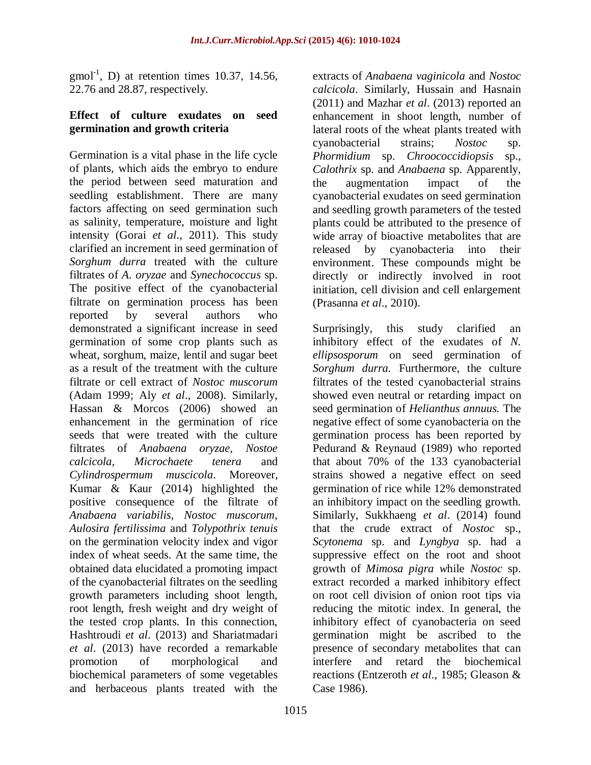gmol$^{-1}$, D) at retention times 10.37, 14.56, 22.76 and 28.87, respectively.

**Effect of culture exudates on seed germination and growth criteria**

Germination is a vital phase in the life cycle of plants, which aids the embryo to endure the period between seed maturation and seedling establishment. There are many factors affecting on seed germination such as salinity, temperature, moisture and light intensity (Gorai *et al*., 2011). This study clarified an increment in seed germination of *Sorghum durra* treated with the culture filtrates of *A. oryzae* and *Synechococcus* sp. The positive effect of the cyanobacterial filtrate on germination process has been reported by several authors who demonstrated a significant increase in seed germination of some crop plants such as wheat, sorghum, maize, lentil and sugar beet as a result of the treatment with the culture filtrate or cell extract of *Nostoc muscorum* (Adam 1999; Aly *et al*., 2008). Similarly, Hassan & Morcos (2006) showed an enhancement in the germination of rice seeds that were treated with the culture filtrates of *Anabaena oryzae, Nostoe calcicola, Microchaete tenera* and *Cylindrospermum muscicola*. Moreover, Kumar & Kaur (2014) highlighted the positive consequence of the filtrate of *Anabaena variabilis, Nostoc muscorum, Aulosira fertilissima* and *Tolypothrix tenuis* on the germination velocity index and vigor index of wheat seeds. At the same time, the obtained data elucidated a promoting impact of the cyanobacterial filtrates on the seedling growth parameters including shoot length, root length, fresh weight and dry weight of the tested crop plants. In this connection, Hashtroudi *et al*. (2013) and Shariatmadari *et al*. (2013) have recorded a remarkable promotion of morphological and biochemical parameters of some vegetables and herbaceous plants treated with the extracts of *Anabaena vaginicola* and *Nostoc calcicola*. Similarly, Hussain and Hasnain (2011) and Mazhar *et al*. (2013) reported an enhancement in shoot length, number of lateral roots of the wheat plants treated with cyanobacterial strains; *Nostoc* sp. *Phormidium* sp. *Chroococcidiopsis* sp., *Calothrix* sp. and *Anabaena* sp. Apparently, the augmentation impact of the cyanobacterial exudates on seed germination and seedling growth parameters of the tested plants could be attributed to the presence of wide array of bioactive metabolites that are released by cyanobacteria into their environment. These compounds might be directly or indirectly involved in root initiation, cell division and cell enlargement (Prasanna *et al*., 2010).

Surprisingly, this study clarified an inhibitory effect of the exudates of *N. ellipsosporum* on seed germination of *Sorghum durra.* Furthermore, the culture filtrates of the tested cyanobacterial strains showed even neutral or retarding impact on seed germination of *Helianthus annuus.* The negative effect of some cyanobacteria on the germination process has been reported by Pedurand & Reynaud (1989) who reported that about 70% of the 133 cyanobacterial strains showed a negative effect on seed germination of rice while 12% demonstrated an inhibitory impact on the seedling growth. Similarly, Sukkhaeng *et al*. (2014) found that the crude extract of *Nostoc* sp., *Scytonema* sp. and *Lyngbya* sp. had a suppressive effect on the root and shoot growth of *Mimosa pigra* while *Nostoc* sp. extract recorded a marked inhibitory effect on root cell division of onion root tips via reducing the mitotic index. In general, the inhibitory effect of cyanobacteria on seed germination might be ascribed to the presence of secondary metabolites that can interfere and retard the biochemical reactions (Entzeroth *et al*., 1985; Gleason & Case 1986).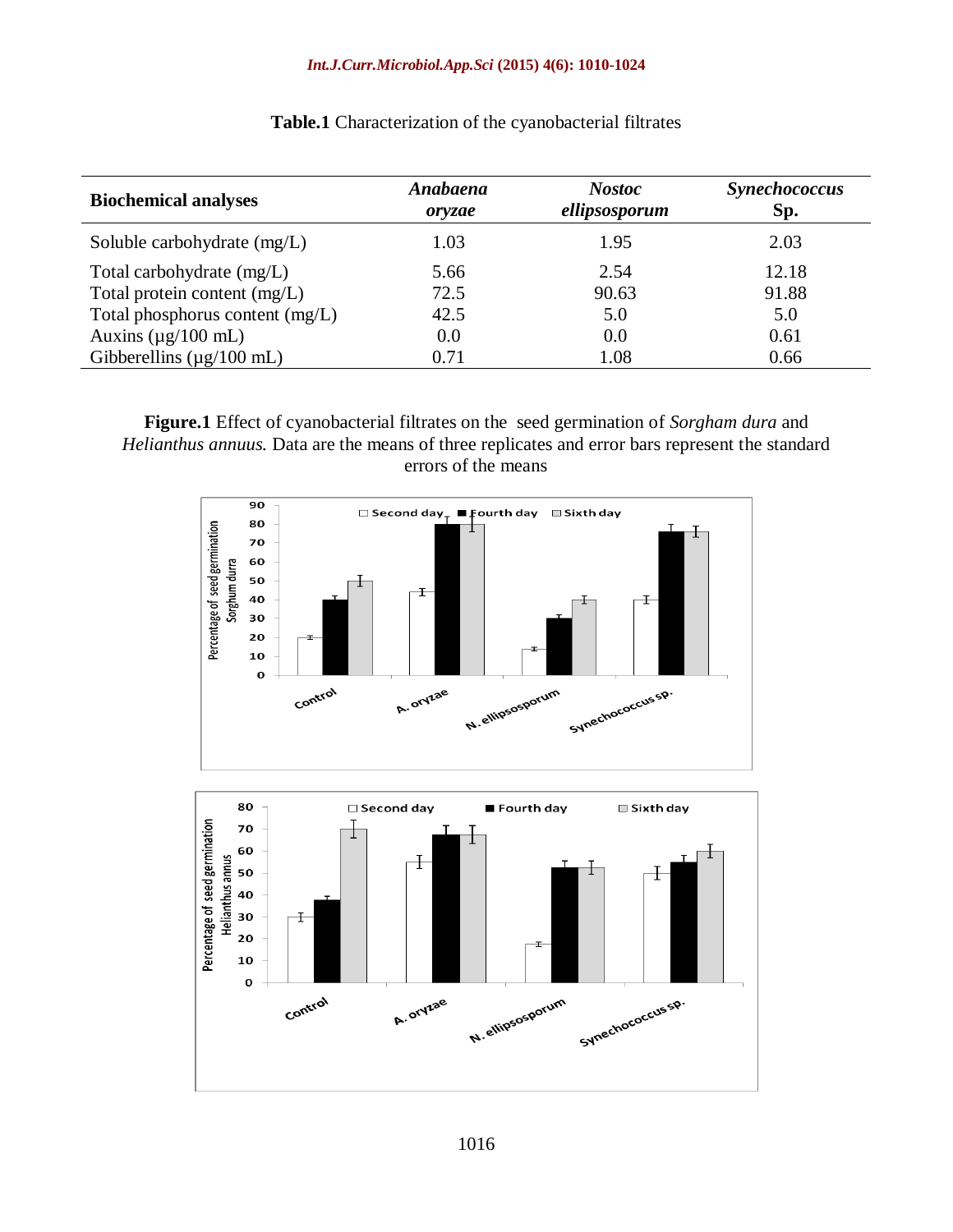**Table.1** Characterization of the cyanobacterial filtrates

| **Biochemical analyses** | ***Anabaena oryzae*** | ***Nostoc ellipsosporum*** | ***Synechococcus* Sp.** |
|---|---|---|---|
| Soluble carbohydrate (mg/L) | 1.03 | 1.95 | 2.03 |
| Total carbohydrate (mg/L) | 5.66 | 2.54 | 12.18 |
| Total protein content (mg/L) | 72.5 | 90.63 | 91.88 |
| Total phosphorus content (mg/L) | 42.5 | 5.0 | 5.0 |
| Auxins (µg/100 mL) | 0.0 | 0.0 | 0.61 |
| Gibberellins (µg/100 mL) | 0.71 | 1.08 | 0.66 |

**Figure.1** Effect of cyanobacterial filtrates on the seed germination of *Sorgham dura* and *Helianthus annuus.* Data are the means of three replicates and error bars represent the standard errors of the means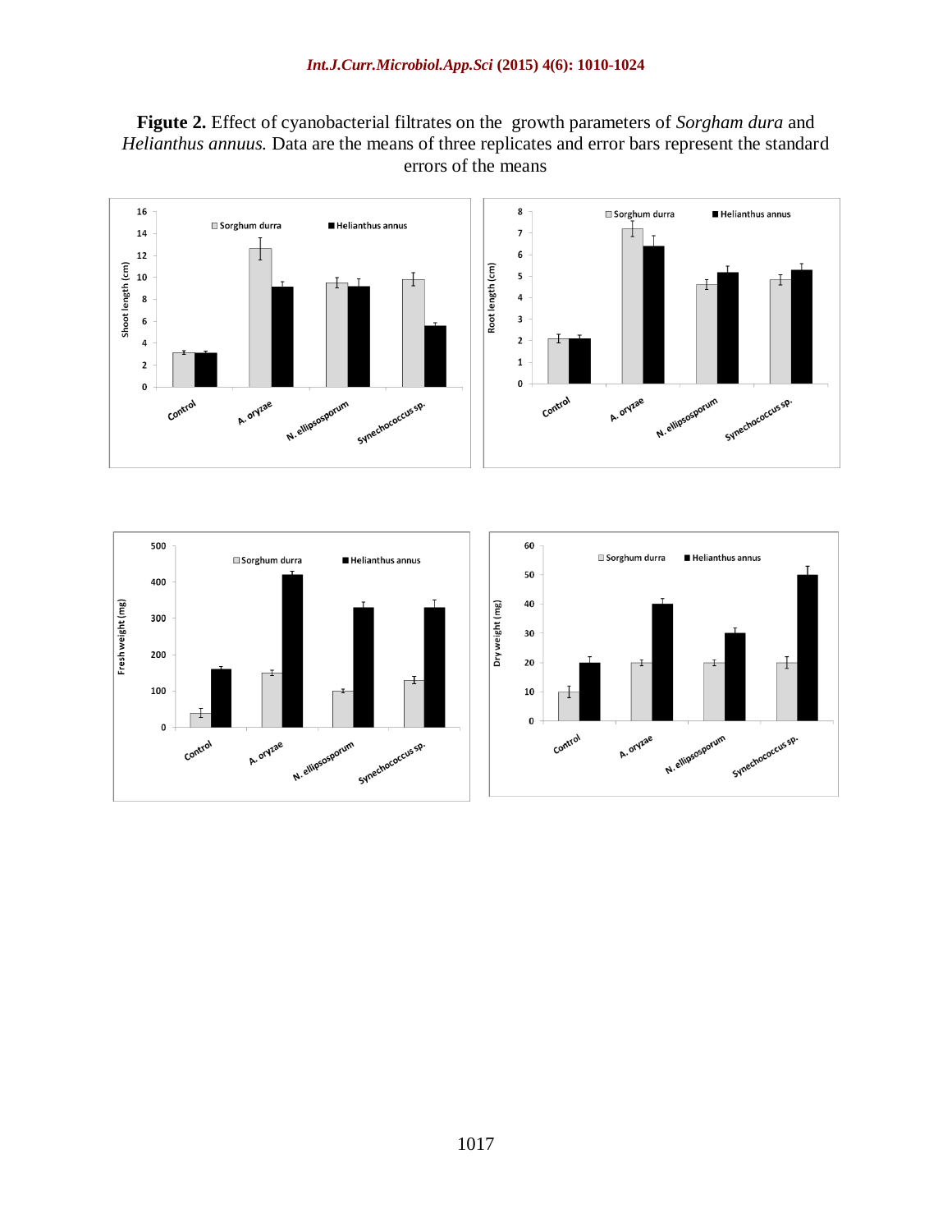**Figute 2.** Effect of cyanobacterial filtrates on the growth parameters of *Sorgham dura* and *Helianthus annuus.* Data are the means of three replicates and error bars represent the standard errors of the means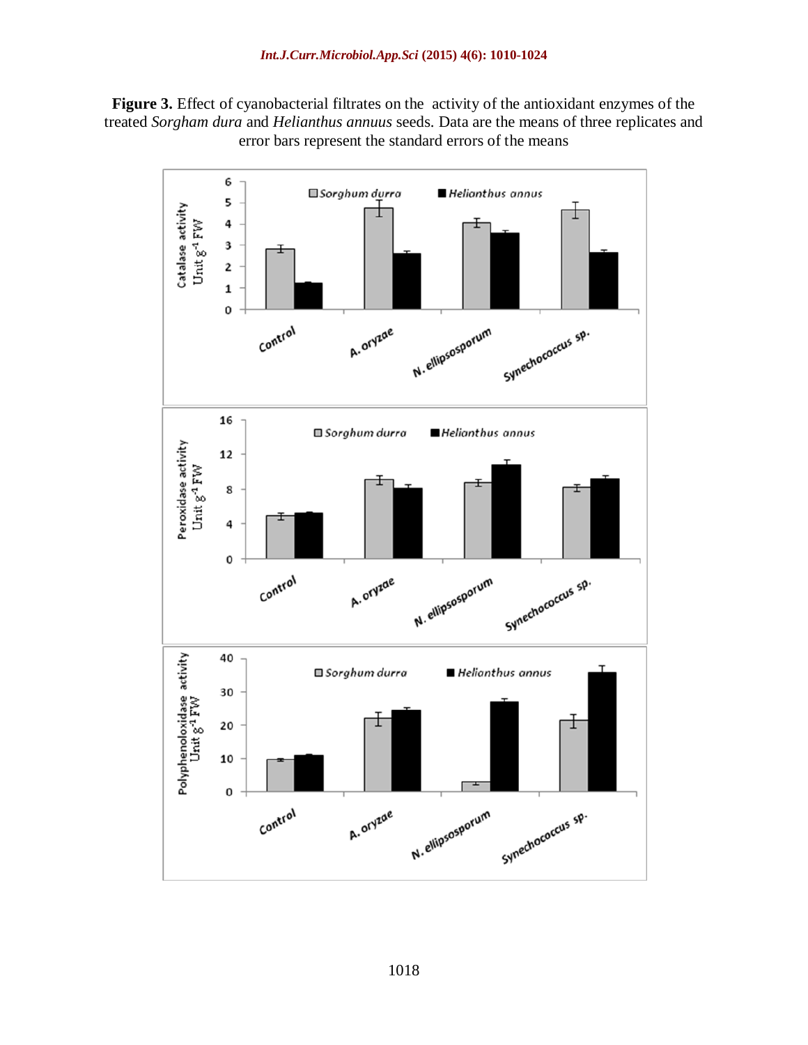**Figure 3.** Effect of cyanobacterial filtrates on the activity of the antioxidant enzymes of the treated *Sorgham dura* and *Helianthus annuus* seeds. Data are the means of three replicates and error bars represent the standard errors of the means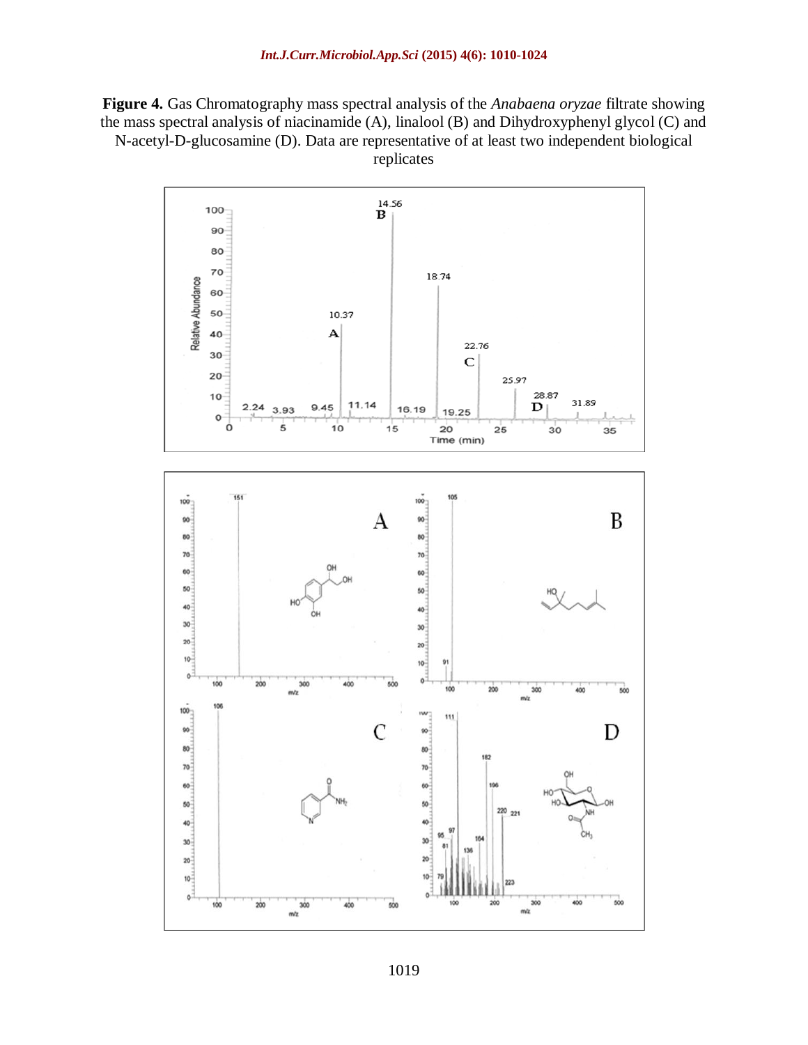**Figure 4.** Gas Chromatography mass spectral analysis of the *Anabaena oryzae* filtrate showing the mass spectral analysis of niacinamide (A), linalool (B) and Dihydroxyphenyl glycol (C) and N-acetyl-D-glucosamine (D). Data are representative of at least two independent biological replicates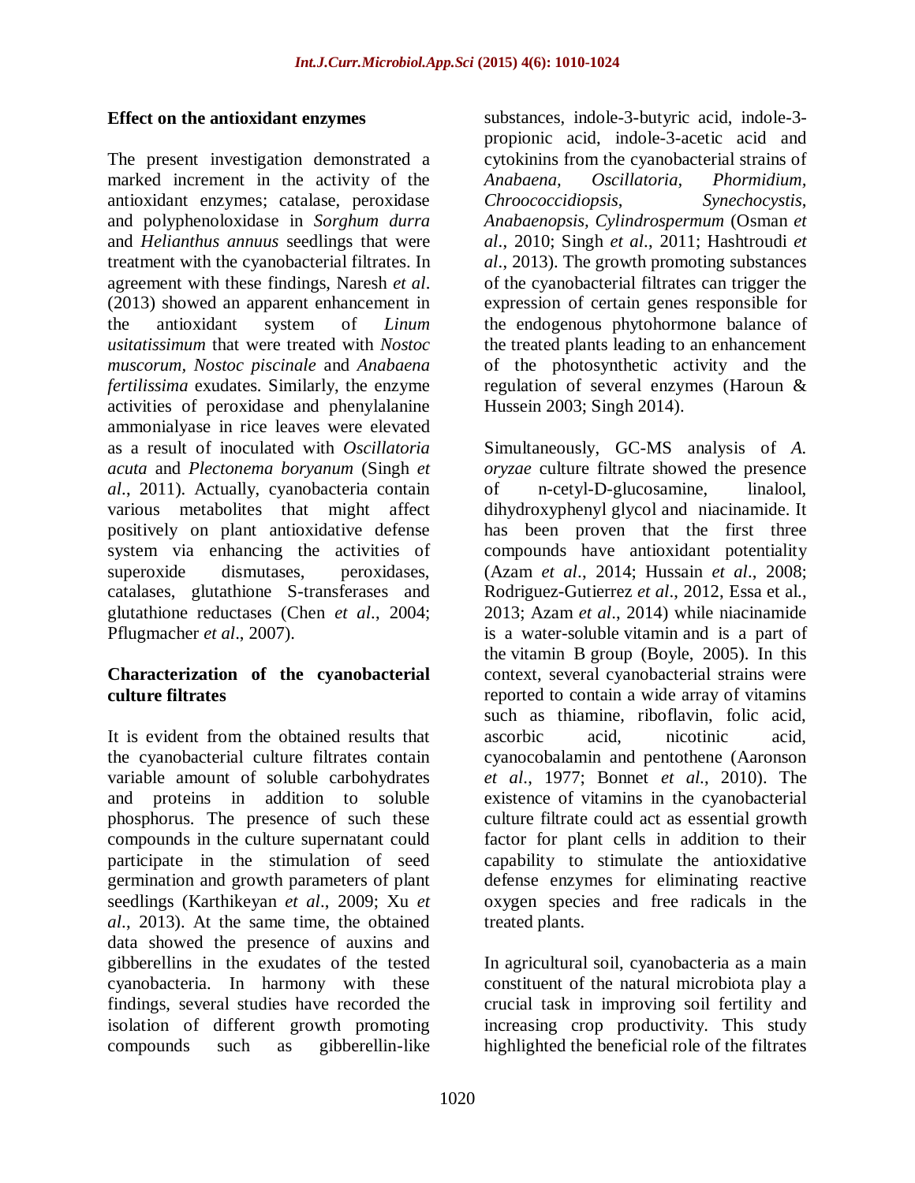### Effect on the antioxidant enzymes

The present investigation demonstrated a marked increment in the activity of the antioxidant enzymes; catalase, peroxidase and polyphenoloxidase in *Sorghum durra* and *Helianthus annuus* seedlings that were treatment with the cyanobacterial filtrates. In agreement with these findings, Naresh *et al*. (2013) showed an apparent enhancement in the antioxidant system of *Linum usitatissimum* that were treated with *Nostoc muscorum*, *Nostoc piscinale* and *Anabaena fertilissima* exudates. Similarly, the enzyme activities of peroxidase and phenylalanine ammonialyase in rice leaves were elevated as a result of inoculated with *Oscillatoria acuta* and *Plectonema boryanum* (Singh *et al*., 2011). Actually, cyanobacteria contain various metabolites that might affect positively on plant antioxidative defense system via enhancing the activities of superoxide dismutases, peroxidases, catalases, glutathione S-transferases and glutathione reductases (Chen *et al*., 2004; Pflugmacher *et al*., 2007).

### Characterization of the cyanobacterial culture filtrates

It is evident from the obtained results that the cyanobacterial culture filtrates contain variable amount of soluble carbohydrates and proteins in addition to soluble phosphorus. The presence of such these compounds in the culture supernatant could participate in the stimulation of seed germination and growth parameters of plant seedlings (Karthikeyan *et al*., 2009; Xu *et al*., 2013). At the same time, the obtained data showed the presence of auxins and gibberellins in the exudates of the tested cyanobacteria. In harmony with these findings, several studies have recorded the isolation of different growth promoting compounds such as gibberellin-like substances, indole-3-butyric acid, indole-3-propionic acid, indole-3-acetic acid and cytokinins from the cyanobacterial strains of *Anabaena, Oscillatoria, Phormidium, Chroococcidiopsis*, *Synechocystis*, *Anabaenopsis, Cylindrospermum* (Osman *et al*., 2010; Singh *et al*., 2011; Hashtroudi *et al*., 2013). The growth promoting substances of the cyanobacterial filtrates can trigger the expression of certain genes responsible for the endogenous phytohormone balance of the treated plants leading to an enhancement of the photosynthetic activity and the regulation of several enzymes (Haroun & Hussein 2003; Singh 2014).

Simultaneously, GC-MS analysis of *A. oryzae* culture filtrate showed the presence of n-cetyl-D-glucosamine, linalool, dihydroxyphenyl glycol and niacinamide. It has been proven that the first three compounds have antioxidant potentiality (Azam *et al*., 2014; Hussain *et al*., 2008; Rodriguez-Gutierrez *et al*., 2012, Essa et al., 2013; Azam *et al*., 2014) while niacinamide is a water-soluble vitamin and is a part of the vitamin B group (Boyle, 2005). In this context, several cyanobacterial strains were reported to contain a wide array of vitamins such as thiamine, riboflavin, folic acid, ascorbic acid, nicotinic acid, cyanocobalamin and pentothene (Aaronson *et al*., 1977; Bonnet *et al*., 2010). The existence of vitamins in the cyanobacterial culture filtrate could act as essential growth factor for plant cells in addition to their capability to stimulate the antioxidative defense enzymes for eliminating reactive oxygen species and free radicals in the treated plants.

In agricultural soil, cyanobacteria as a main constituent of the natural microbiota play a crucial task in improving soil fertility and increasing crop productivity. This study highlighted the beneficial role of the filtrates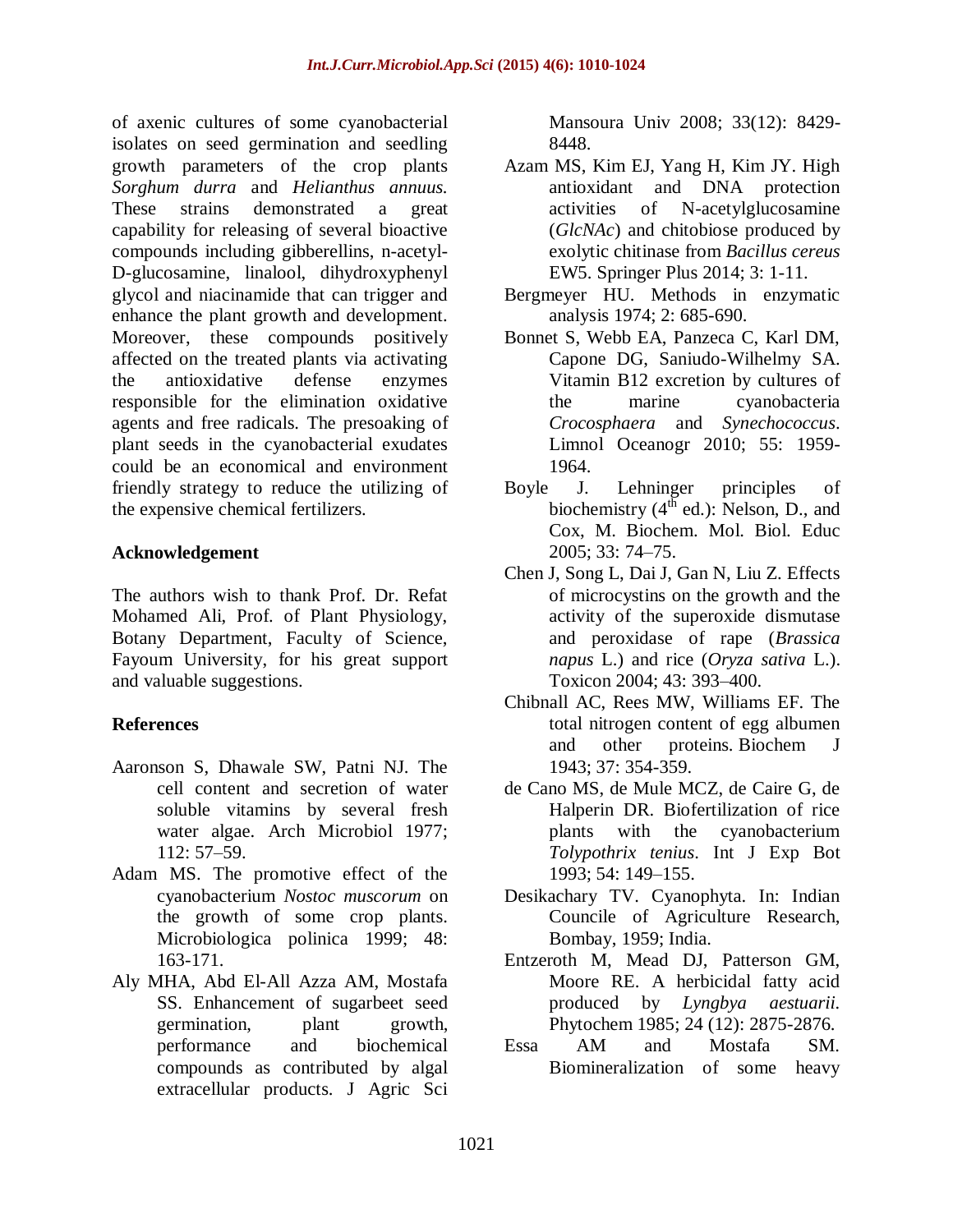of axenic cultures of some cyanobacterial isolates on seed germination and seedling growth parameters of the crop plants *Sorghum durra* and *Helianthus annuus.* These strains demonstrated a great capability for releasing of several bioactive compounds including gibberellins, n-acetyl-D-glucosamine, linalool, dihydroxyphenyl glycol and niacinamide that can trigger and enhance the plant growth and development. Moreover, these compounds positively affected on the treated plants via activating the antioxidative defense enzymes responsible for the elimination oxidative agents and free radicals. The presoaking of plant seeds in the cyanobacterial exudates could be an economical and environment friendly strategy to reduce the utilizing of the expensive chemical fertilizers.

## Acknowledgement

The authors wish to thank Prof. Dr. Refat Mohamed Ali, Prof. of Plant Physiology, Botany Department, Faculty of Science, Fayoum University, for his great support and valuable suggestions.

## References

Aaronson S, Dhawale SW, Patni NJ. The cell content and secretion of water soluble vitamins by several fresh water algae. Arch Microbiol 1977; 112: 57–59.

Adam MS. The promotive effect of the cyanobacterium *Nostoc muscorum* on the growth of some crop plants. Microbiologica polinica 1999; 48: 163-171.

Aly MHA, Abd El-All Azza AM, Mostafa SS. Enhancement of sugarbeet seed germination, plant growth, performance and biochemical compounds as contributed by algal extracellular products. J Agric Sci Mansoura Univ 2008; 33(12): 8429-8448.

Azam MS, Kim EJ, Yang H, Kim JY. High antioxidant and DNA protection activities of N-acetylglucosamine (*GlcNAc*) and chitobiose produced by exolytic chitinase from *Bacillus cereus* EW5. Springer Plus 2014; 3: 1-11.

Bergmeyer HU. Methods in enzymatic analysis 1974; 2: 685-690.

Bonnet S, Webb EA, Panzeca C, Karl DM, Capone DG, Saniudo-Wilhelmy SA. Vitamin B12 excretion by cultures of the marine cyanobacteria *Crocosphaera* and *Synechococcus*. Limnol Oceanogr 2010; 55: 1959-1964.

Boyle J. Lehninger principles of biochemistry (4th ed.): Nelson, D., and Cox, M. Biochem. Mol. Biol. Educ 2005; 33: 74–75.

Chen J, Song L, Dai J, Gan N, Liu Z. Effects of microcystins on the growth and the activity of the superoxide dismutase and peroxidase of rape (*Brassica napus* L.) and rice (*Oryza sativa* L.). Toxicon 2004; 43: 393–400.

Chibnall AC, Rees MW, Williams EF. The total nitrogen content of egg albumen and other proteins. Biochem J 1943; 37: 354-359.

de Cano MS, de Mule MCZ, de Caire G, de Halperin DR. Biofertilization of rice plants with the cyanobacterium *Tolypothrix tenius*. Int J Exp Bot 1993; 54: 149–155.

Desikachary TV. Cyanophyta. In: Indian Councile of Agriculture Research, Bombay, 1959; India.

Entzeroth M, Mead DJ, Patterson GM, Moore RE. A herbicidal fatty acid produced by *Lyngbya aestuarii*. Phytochem 1985; 24 (12): 2875-2876.

Essa AM and Mostafa SM. Biomineralization of some heavy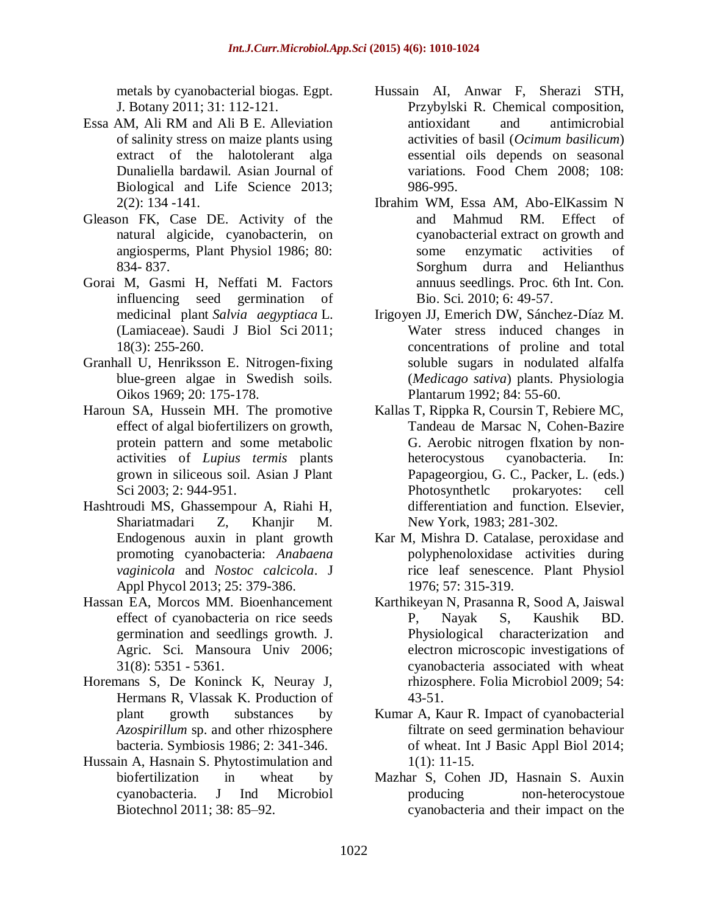metals by cyanobacterial biogas. Egpt. J. Botany 2011; 31: 112-121.

Essa AM, Ali RM and Ali B E. Alleviation of salinity stress on maize plants using extract of the halotolerant alga Dunaliella bardawil. Asian Journal of Biological and Life Science 2013; 2(2): 134 -141.

Gleason FK, Case DE. Activity of the natural algicide, cyanobacterin, on angiosperms, Plant Physiol 1986; 80: 834- 837.

Gorai M, Gasmi H, Neffati M. Factors influencing seed germination of medicinal plant *Salvia aegyptiaca* L. (Lamiaceae). Saudi J Biol Sci 2011; 18(3): 255-260.

Granhall U, Henriksson E. Nitrogen-fixing blue-green algae in Swedish soils. Oikos 1969; 20: 175-178.

Haroun SA, Hussein MH. The promotive effect of algal biofertilizers on growth, protein pattern and some metabolic activities of *Lupius termis* plants grown in siliceous soil. Asian J Plant Sci 2003; 2: 944-951.

Hashtroudi MS, Ghassempour A, Riahi H, Shariatmadari Z, Khanjir M. Endogenous auxin in plant growth promoting cyanobacteria: *Anabaena vaginicola* and *Nostoc calcicola*. J Appl Phycol 2013; 25: 379-386.

Hassan EA, Morcos MM. Bioenhancement effect of cyanobacteria on rice seeds germination and seedlings growth. J. Agric. Sci. Mansoura Univ 2006; 31(8): 5351 - 5361.

Horemans S, De Koninck K, Neuray J, Hermans R, Vlassak K. Production of plant growth substances by *Azospirillum* sp. and other rhizosphere bacteria. Symbiosis 1986; 2: 341-346.

Hussain A, Hasnain S. Phytostimulation and biofertilization in wheat by cyanobacteria. J Ind Microbiol Biotechnol 2011; 38: 85–92.

Hussain AI, Anwar F, Sherazi STH, Przybylski R. Chemical composition, antioxidant and antimicrobial activities of basil (*Ocimum basilicum*) essential oils depends on seasonal variations. Food Chem 2008; 108: 986-995.

Ibrahim WM, Essa AM, Abo-ElKassim N and Mahmud RM. Effect of cyanobacterial extract on growth and some enzymatic activities of Sorghum durra and Helianthus annuus seedlings. Proc. 6th Int. Con. Bio. Sci. 2010; 6: 49-57.

Irigoyen JJ, Emerich DW, Sánchez-Díaz M. Water stress induced changes in concentrations of proline and total soluble sugars in nodulated alfalfa (*Medicago sativa*) plants. Physiologia Plantarum 1992; 84: 55-60.

Kallas T, Rippka R, Coursin T, Rebiere MC, Tandeau de Marsac N, Cohen-Bazire G. Aerobic nitrogen flxation by non-heterocystous cyanobacteria. In: Papageorgiou, G. C., Packer, L. (eds.) Photosynthetlc prokaryotes: cell differentiation and function. Elsevier, New York, 1983; 281-302.

Kar M, Mishra D. Catalase, peroxidase and polyphenoloxidase activities during rice leaf senescence. Plant Physiol 1976; 57: 315-319.

Karthikeyan N, Prasanna R, Sood A, Jaiswal P, Nayak S, Kaushik BD. Physiological characterization and electron microscopic investigations of cyanobacteria associated with wheat rhizosphere. Folia Microbiol 2009; 54: 43-51.

Kumar A, Kaur R. Impact of cyanobacterial filtrate on seed germination behaviour of wheat. Int J Basic Appl Biol 2014; 1(1): 11-15.

Mazhar S, Cohen JD, Hasnain S. Auxin producing non-heterocystoue cyanobacteria and their impact on the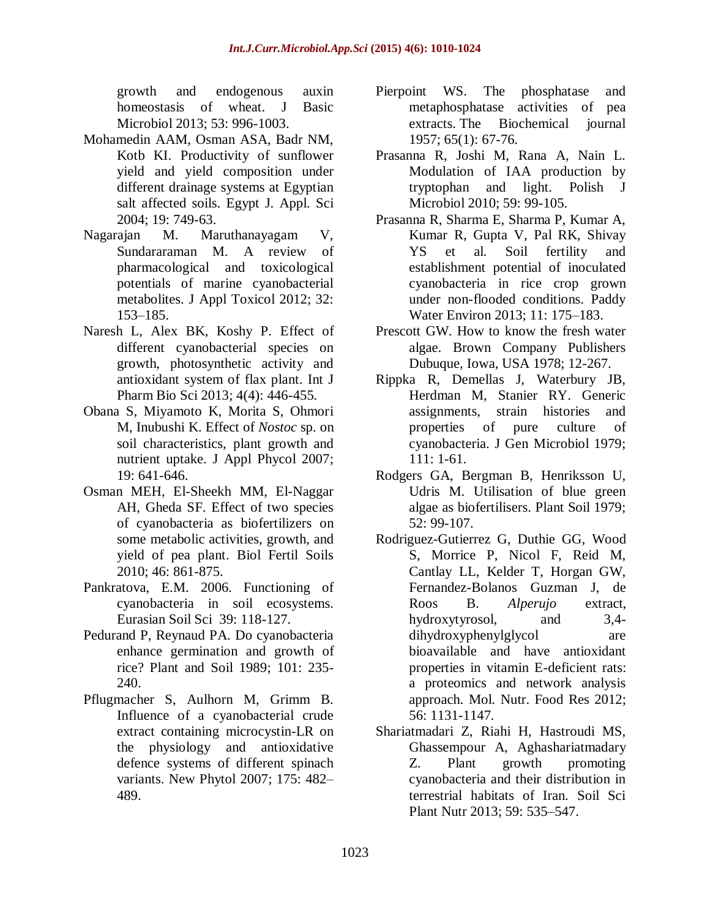growth and endogenous auxin homeostasis of wheat. J Basic Microbiol 2013; 53: 996-1003.

Mohamedin AAM, Osman ASA, Badr NM, Kotb KI. Productivity of sunflower yield and yield composition under different drainage systems at Egyptian salt affected soils. Egypt J. Appl. Sci 2004; 19: 749-63.

Nagarajan M. Maruthanayagam V, Sundararaman M. A review of pharmacological and toxicological potentials of marine cyanobacterial metabolites. J Appl Toxicol 2012; 32: 153–185.

Naresh L, Alex BK, Koshy P. Effect of different cyanobacterial species on growth, photosynthetic activity and antioxidant system of flax plant. Int J Pharm Bio Sci 2013; 4(4): 446-455.

Obana S, Miyamoto K, Morita S, Ohmori M, Inubushi K. Effect of *Nostoc* sp. on soil characteristics, plant growth and nutrient uptake. J Appl Phycol 2007; 19: 641-646.

Osman MEH, El-Sheekh MM, El-Naggar AH, Gheda SF. Effect of two species of cyanobacteria as biofertilizers on some metabolic activities, growth, and yield of pea plant. Biol Fertil Soils 2010; 46: 861-875.

Pankratova, E.M. 2006. Functioning of cyanobacteria in soil ecosystems. Eurasian Soil Sci 39: 118-127.

Pedurand P, Reynaud PA. Do cyanobacteria enhance germination and growth of rice? Plant and Soil 1989; 101: 235-240.

Pflugmacher S, Aulhorn M, Grimm B. Influence of a cyanobacterial crude extract containing microcystin-LR on the physiology and antioxidative defence systems of different spinach variants. New Phytol 2007; 175: 482–489.

Pierpoint WS. The phosphatase and metaphosphatase activities of pea extracts. The Biochemical journal 1957; 65(1): 67-76.

Prasanna R, Joshi M, Rana A, Nain L. Modulation of IAA production by tryptophan and light. Polish J Microbiol 2010; 59: 99-105.

Prasanna R, Sharma E, Sharma P, Kumar A, Kumar R, Gupta V, Pal RK, Shivay YS et al. Soil fertility and establishment potential of inoculated cyanobacteria in rice crop grown under non-flooded conditions. Paddy Water Environ 2013; 11: 175–183.

Prescott GW. How to know the fresh water algae. Brown Company Publishers Dubuque, Iowa, USA 1978; 12-267.

Rippka R, Demellas J, Waterbury JB, Herdman M, Stanier RY. Generic assignments, strain histories and properties of pure culture of cyanobacteria. J Gen Microbiol 1979; 111: 1-61.

Rodgers GA, Bergman B, Henriksson U, Udris M. Utilisation of blue green algae as biofertilisers. Plant Soil 1979; 52: 99-107.

Rodriguez-Gutierrez G, Duthie GG, Wood S, Morrice P, Nicol F, Reid M, Cantlay LL, Kelder T, Horgan GW, Fernandez-Bolanos Guzman J, de Roos B. *Alperujo* extract, hydroxytyrosol, and 3,4-dihydroxyphenylglycol are bioavailable and have antioxidant properties in vitamin E-deficient rats: a proteomics and network analysis approach. Mol. Nutr. Food Res 2012; 56: 1131-1147.

Shariatmadari Z, Riahi H, Hastroudi MS, Ghassempour A, Aghashariatmadary Z. Plant growth promoting cyanobacteria and their distribution in terrestrial habitats of Iran. Soil Sci Plant Nutr 2013; 59: 535–547.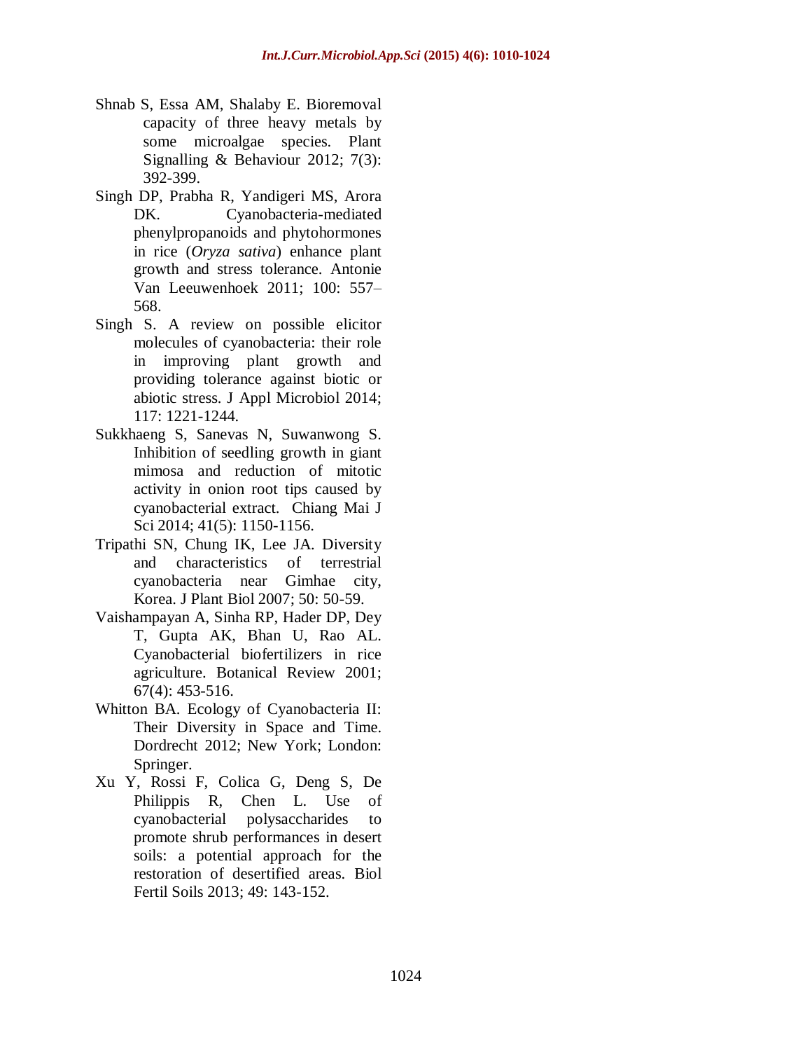Shnab S, Essa AM, Shalaby E. Bioremoval capacity of three heavy metals by some microalgae species. Plant Signalling & Behaviour 2012; 7(3): 392-399.

Singh DP, Prabha R, Yandigeri MS, Arora DK. Cyanobacteria-mediated phenylpropanoids and phytohormones in rice (*Oryza sativa*) enhance plant growth and stress tolerance. Antonie Van Leeuwenhoek 2011; 100: 557–568.

Singh S. A review on possible elicitor molecules of cyanobacteria: their role in improving plant growth and providing tolerance against biotic or abiotic stress. J Appl Microbiol 2014; 117: 1221-1244.

Sukkhaeng S, Sanevas N, Suwanwong S. Inhibition of seedling growth in giant mimosa and reduction of mitotic activity in onion root tips caused by cyanobacterial extract. Chiang Mai J Sci 2014; 41(5): 1150-1156.

Tripathi SN, Chung IK, Lee JA. Diversity and characteristics of terrestrial cyanobacteria near Gimhae city, Korea. J Plant Biol 2007; 50: 50-59.

Vaishampayan A, Sinha RP, Hader DP, Dey T, Gupta AK, Bhan U, Rao AL. Cyanobacterial biofertilizers in rice agriculture. Botanical Review 2001; 67(4): 453-516.

Whitton BA. Ecology of Cyanobacteria II: Their Diversity in Space and Time. Dordrecht 2012; New York; London: Springer.

Xu Y, Rossi F, Colica G, Deng S, De Philippis R, Chen L. Use of cyanobacterial polysaccharides to promote shrub performances in desert soils: a potential approach for the restoration of desertified areas. Biol Fertil Soils 2013; 49: 143-152.